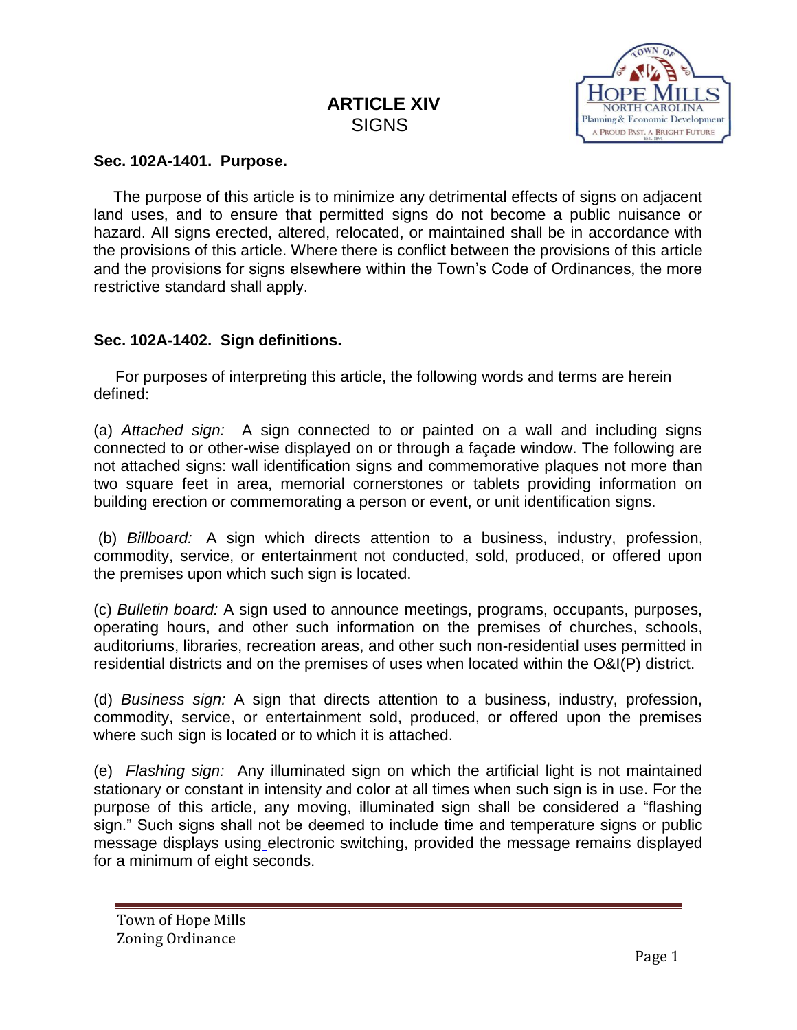# ARTICLE XIV
## SIGNS

**Sec. 102A-1401. Purpose.**

The purpose of this article is to minimize any detrimental effects of signs on adjacent land uses, and to ensure that permitted signs do not become a public nuisance or hazard. All signs erected, altered, relocated, or maintained shall be in accordance with the provisions of this article. Where there is conflict between the provisions of this article and the provisions for signs elsewhere within the Town's Code of Ordinances, the more restrictive standard shall apply.

**Sec. 102A-1402. Sign definitions.**

For purposes of interpreting this article, the following words and terms are herein defined:

(a) *Attached sign:* A sign connected to or painted on a wall and including signs connected to or other-wise displayed on or through a façade window. The following are not attached signs: wall identification signs and commemorative plaques not more than two square feet in area, memorial cornerstones or tablets providing information on building erection or commemorating a person or event, or unit identification signs.

(b) *Billboard:* A sign which directs attention to a business, industry, profession, commodity, service, or entertainment not conducted, sold, produced, or offered upon the premises upon which such sign is located.

(c) *Bulletin board:* A sign used to announce meetings, programs, occupants, purposes, operating hours, and other such information on the premises of churches, schools, auditoriums, libraries, recreation areas, and other such non-residential uses permitted in residential districts and on the premises of uses when located within the O&I(P) district.

(d) *Business sign:* A sign that directs attention to a business, industry, profession, commodity, service, or entertainment sold, produced, or offered upon the premises where such sign is located or to which it is attached.

(e) *Flashing sign:* Any illuminated sign on which the artificial light is not maintained stationary or constant in intensity and color at all times when such sign is in use. For the purpose of this article, any moving, illuminated sign shall be considered a "flashing sign." Such signs shall not be deemed to include time and temperature signs or public message displays using electronic switching, provided the message remains displayed for a minimum of eight seconds.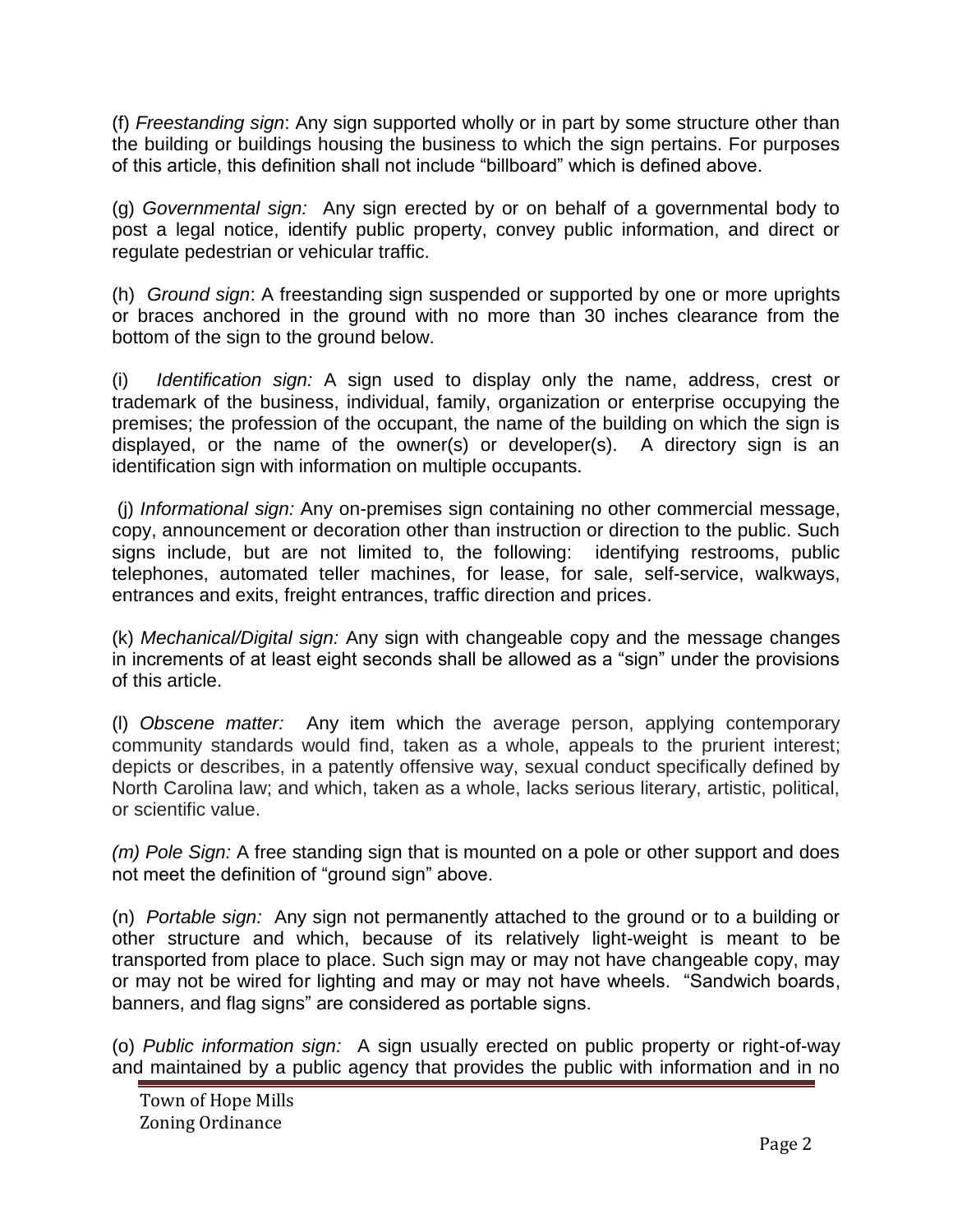(f) *Freestanding sign*: Any sign supported wholly or in part by some structure other than the building or buildings housing the business to which the sign pertains. For purposes of this article, this definition shall not include "billboard" which is defined above.

(g) *Governmental sign:* Any sign erected by or on behalf of a governmental body to post a legal notice, identify public property, convey public information, and direct or regulate pedestrian or vehicular traffic.

(h) *Ground sign*: A freestanding sign suspended or supported by one or more uprights or braces anchored in the ground with no more than 30 inches clearance from the bottom of the sign to the ground below.

(i) *Identification sign:* A sign used to display only the name, address, crest or trademark of the business, individual, family, organization or enterprise occupying the premises; the profession of the occupant, the name of the building on which the sign is displayed, or the name of the owner(s) or developer(s). A directory sign is an identification sign with information on multiple occupants.

(j) *Informational sign:* Any on-premises sign containing no other commercial message, copy, announcement or decoration other than instruction or direction to the public. Such signs include, but are not limited to, the following: identifying restrooms, public telephones, automated teller machines, for lease, for sale, self-service, walkways, entrances and exits, freight entrances, traffic direction and prices.

(k) *Mechanical/Digital sign:* Any sign with changeable copy and the message changes in increments of at least eight seconds shall be allowed as a "sign" under the provisions of this article.

(l) *Obscene matter:* Any item which the average person, applying contemporary community standards would find, taken as a whole, appeals to the prurient interest; depicts or describes, in a patently offensive way, sexual conduct specifically defined by North Carolina law; and which, taken as a whole, lacks serious literary, artistic, political, or scientific value.

*(m) Pole Sign:* A free standing sign that is mounted on a pole or other support and does not meet the definition of "ground sign" above.

(n) *Portable sign:* Any sign not permanently attached to the ground or to a building or other structure and which, because of its relatively light-weight is meant to be transported from place to place. Such sign may or may not have changeable copy, may or may not be wired for lighting and may or may not have wheels. "Sandwich boards, banners, and flag signs" are considered as portable signs.

(o) *Public information sign:* A sign usually erected on public property or right-of-way and maintained by a public agency that provides the public with information and in no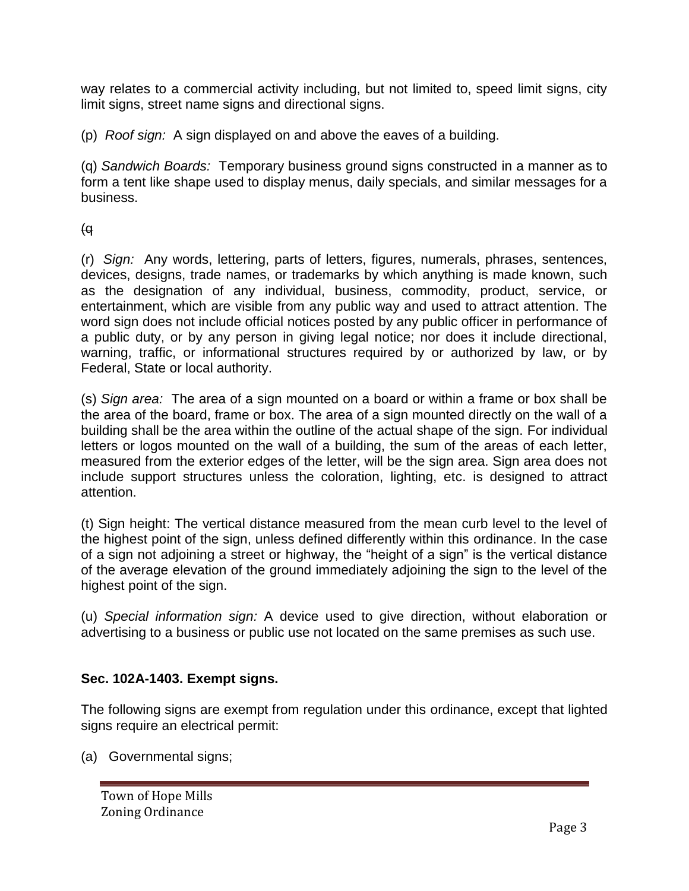way relates to a commercial activity including, but not limited to, speed limit signs, city limit signs, street name signs and directional signs.

(p) *Roof sign:* A sign displayed on and above the eaves of a building.

(q) *Sandwich Boards:* Temporary business ground signs constructed in a manner as to form a tent like shape used to display menus, daily specials, and similar messages for a business.

~~(q~~

(r) *Sign:* Any words, lettering, parts of letters, figures, numerals, phrases, sentences, devices, designs, trade names, or trademarks by which anything is made known, such as the designation of any individual, business, commodity, product, service, or entertainment, which are visible from any public way and used to attract attention. The word sign does not include official notices posted by any public officer in performance of a public duty, or by any person in giving legal notice; nor does it include directional, warning, traffic, or informational structures required by or authorized by law, or by Federal, State or local authority.

(s) *Sign area:* The area of a sign mounted on a board or within a frame or box shall be the area of the board, frame or box. The area of a sign mounted directly on the wall of a building shall be the area within the outline of the actual shape of the sign. For individual letters or logos mounted on the wall of a building, the sum of the areas of each letter, measured from the exterior edges of the letter, will be the sign area. Sign area does not include support structures unless the coloration, lighting, etc. is designed to attract attention.

(t) Sign height: The vertical distance measured from the mean curb level to the level of the highest point of the sign, unless defined differently within this ordinance. In the case of a sign not adjoining a street or highway, the "height of a sign" is the vertical distance of the average elevation of the ground immediately adjoining the sign to the level of the highest point of the sign.

(u) *Special information sign:* A device used to give direction, without elaboration or advertising to a business or public use not located on the same premises as such use.

**Sec. 102A-1403. Exempt signs.**

The following signs are exempt from regulation under this ordinance, except that lighted signs require an electrical permit:

(a) Governmental signs;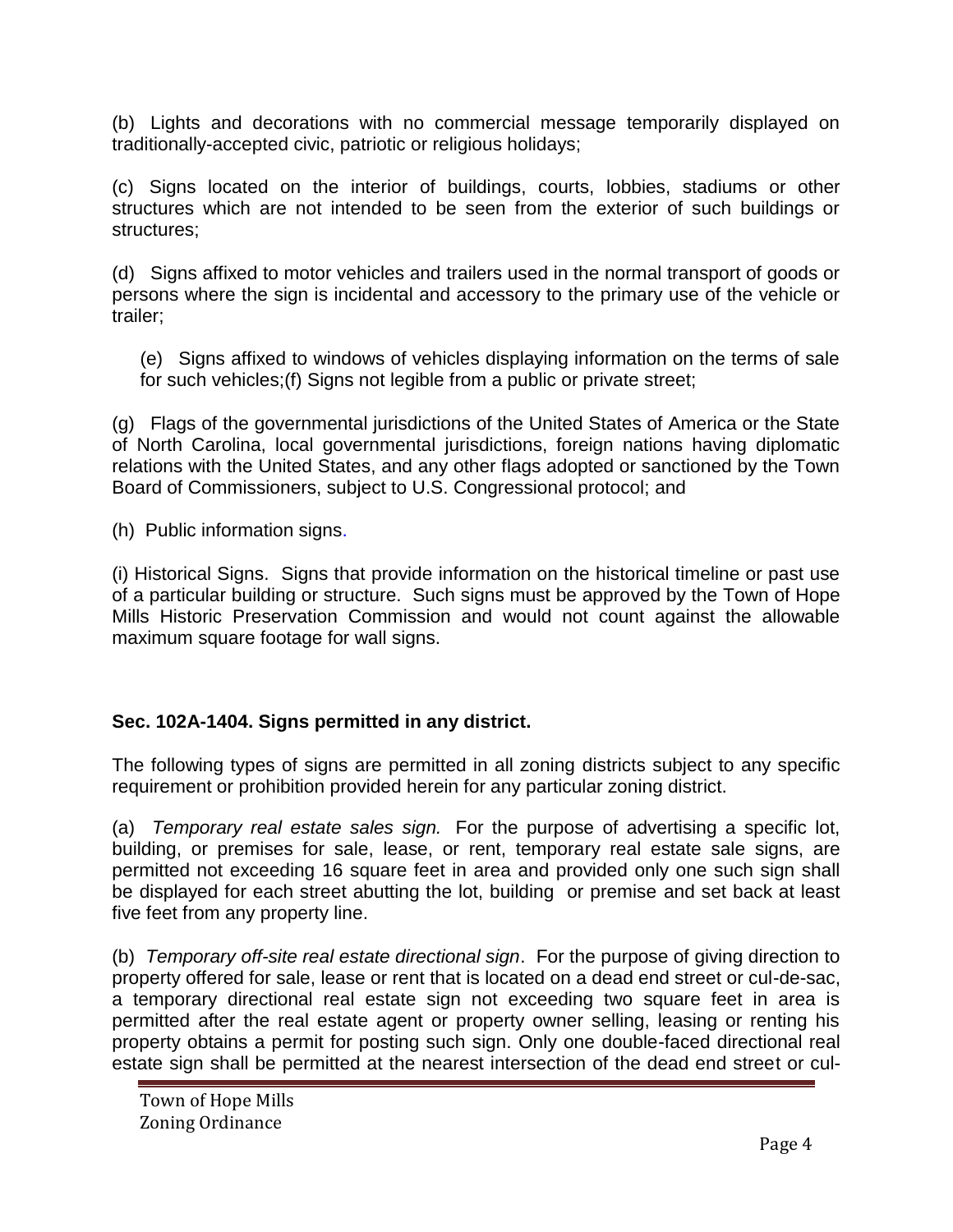(b) Lights and decorations with no commercial message temporarily displayed on traditionally-accepted civic, patriotic or religious holidays;

(c) Signs located on the interior of buildings, courts, lobbies, stadiums or other structures which are not intended to be seen from the exterior of such buildings or structures;

(d) Signs affixed to motor vehicles and trailers used in the normal transport of goods or persons where the sign is incidental and accessory to the primary use of the vehicle or trailer;

(e) Signs affixed to windows of vehicles displaying information on the terms of sale for such vehicles;(f) Signs not legible from a public or private street;

(g) Flags of the governmental jurisdictions of the United States of America or the State of North Carolina, local governmental jurisdictions, foreign nations having diplomatic relations with the United States, and any other flags adopted or sanctioned by the Town Board of Commissioners, subject to U.S. Congressional protocol; and

(h) Public information signs.

(i) Historical Signs. Signs that provide information on the historical timeline or past use of a particular building or structure. Such signs must be approved by the Town of Hope Mills Historic Preservation Commission and would not count against the allowable maximum square footage for wall signs.

### Sec. 102A-1404. Signs permitted in any district.

The following types of signs are permitted in all zoning districts subject to any specific requirement or prohibition provided herein for any particular zoning district.

(a) *Temporary real estate sales sign.* For the purpose of advertising a specific lot, building, or premises for sale, lease, or rent, temporary real estate sale signs, are permitted not exceeding 16 square feet in area and provided only one such sign shall be displayed for each street abutting the lot, building or premise and set back at least five feet from any property line.

(b) *Temporary off-site real estate directional sign*. For the purpose of giving direction to property offered for sale, lease or rent that is located on a dead end street or cul-de-sac, a temporary directional real estate sign not exceeding two square feet in area is permitted after the real estate agent or property owner selling, leasing or renting his property obtains a permit for posting such sign. Only one double-faced directional real estate sign shall be permitted at the nearest intersection of the dead end street or cul-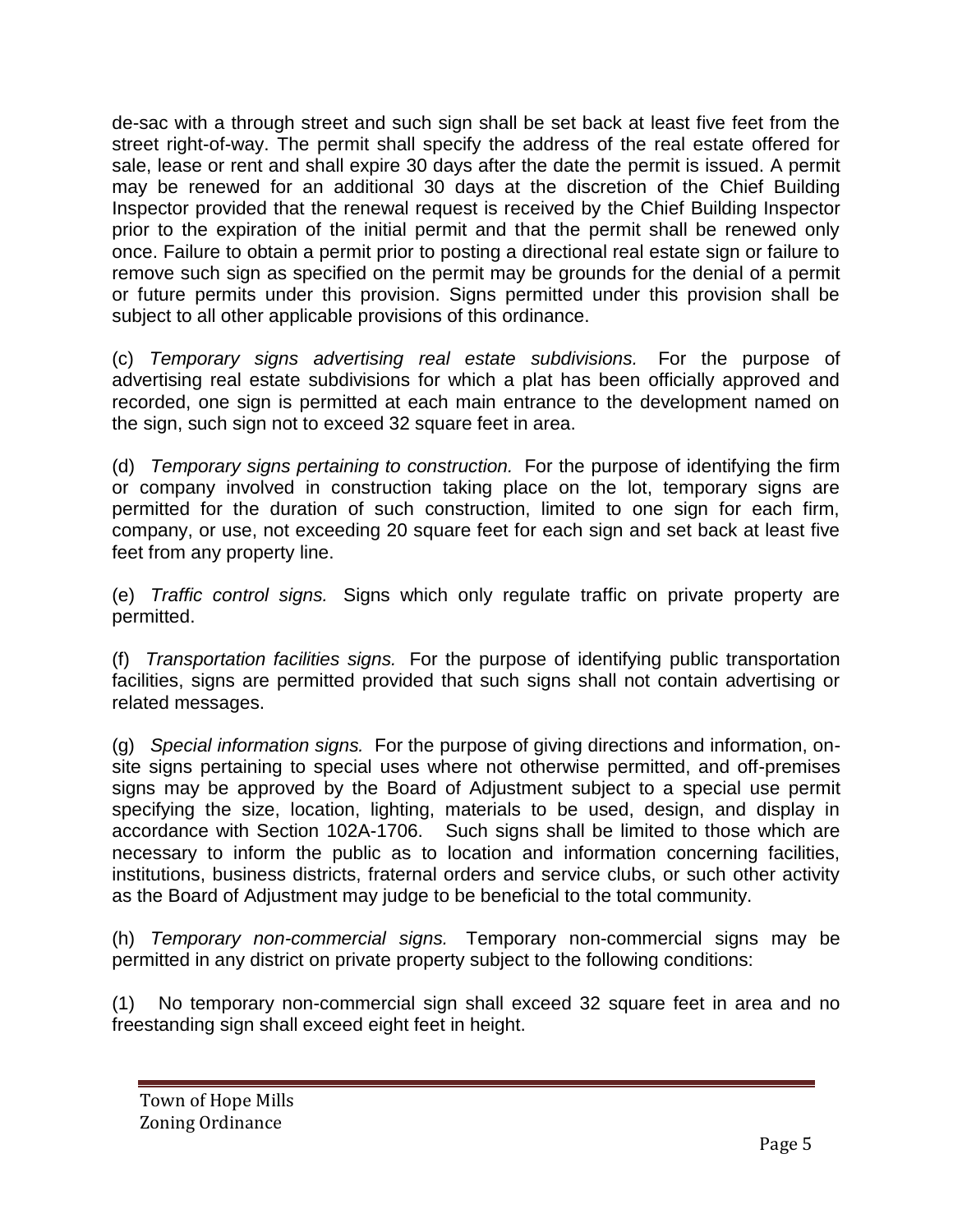de-sac with a through street and such sign shall be set back at least five feet from the street right-of-way. The permit shall specify the address of the real estate offered for sale, lease or rent and shall expire 30 days after the date the permit is issued. A permit may be renewed for an additional 30 days at the discretion of the Chief Building Inspector provided that the renewal request is received by the Chief Building Inspector prior to the expiration of the initial permit and that the permit shall be renewed only once. Failure to obtain a permit prior to posting a directional real estate sign or failure to remove such sign as specified on the permit may be grounds for the denial of a permit or future permits under this provision. Signs permitted under this provision shall be subject to all other applicable provisions of this ordinance.

(c) *Temporary signs advertising real estate subdivisions.* For the purpose of advertising real estate subdivisions for which a plat has been officially approved and recorded, one sign is permitted at each main entrance to the development named on the sign, such sign not to exceed 32 square feet in area.

(d) *Temporary signs pertaining to construction.* For the purpose of identifying the firm or company involved in construction taking place on the lot, temporary signs are permitted for the duration of such construction, limited to one sign for each firm, company, or use, not exceeding 20 square feet for each sign and set back at least five feet from any property line.

(e) *Traffic control signs.* Signs which only regulate traffic on private property are permitted.

(f) *Transportation facilities signs.* For the purpose of identifying public transportation facilities, signs are permitted provided that such signs shall not contain advertising or related messages.

(g) *Special information signs.* For the purpose of giving directions and information, on-site signs pertaining to special uses where not otherwise permitted, and off-premises signs may be approved by the Board of Adjustment subject to a special use permit specifying the size, location, lighting, materials to be used, design, and display in accordance with Section 102A-1706. Such signs shall be limited to those which are necessary to inform the public as to location and information concerning facilities, institutions, business districts, fraternal orders and service clubs, or such other activity as the Board of Adjustment may judge to be beneficial to the total community.

(h) *Temporary non-commercial signs.* Temporary non-commercial signs may be permitted in any district on private property subject to the following conditions:

(1) No temporary non-commercial sign shall exceed 32 square feet in area and no freestanding sign shall exceed eight feet in height.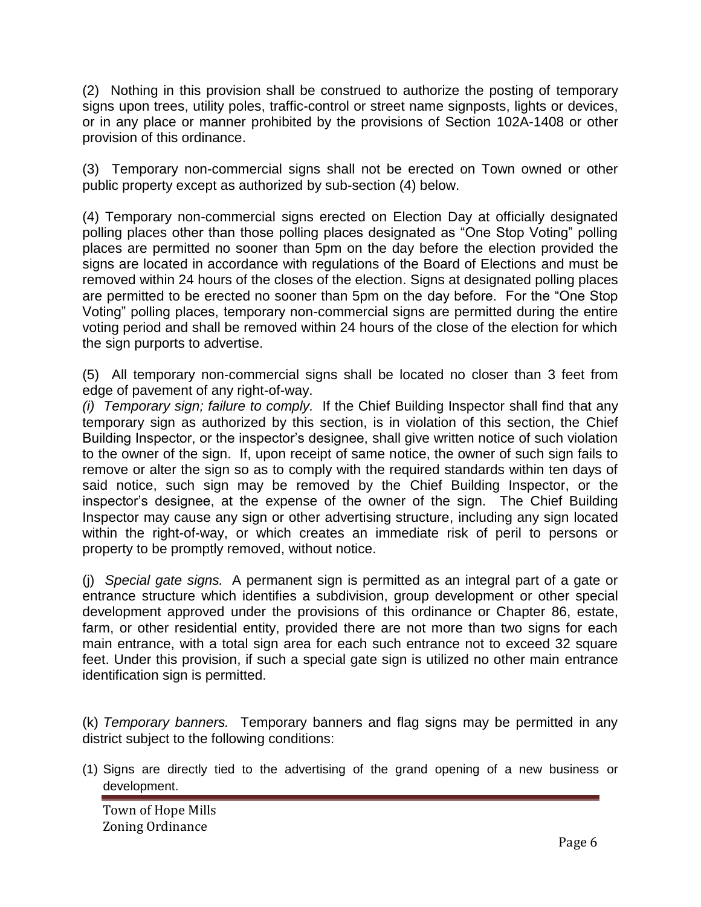(2) Nothing in this provision shall be construed to authorize the posting of temporary signs upon trees, utility poles, traffic-control or street name signposts, lights or devices, or in any place or manner prohibited by the provisions of Section 102A-1408 or other provision of this ordinance.

(3) Temporary non-commercial signs shall not be erected on Town owned or other public property except as authorized by sub-section (4) below.

(4) Temporary non-commercial signs erected on Election Day at officially designated polling places other than those polling places designated as "One Stop Voting" polling places are permitted no sooner than 5pm on the day before the election provided the signs are located in accordance with regulations of the Board of Elections and must be removed within 24 hours of the closes of the election. Signs at designated polling places are permitted to be erected no sooner than 5pm on the day before. For the "One Stop Voting" polling places, temporary non-commercial signs are permitted during the entire voting period and shall be removed within 24 hours of the close of the election for which the sign purports to advertise.

(5) All temporary non-commercial signs shall be located no closer than 3 feet from edge of pavement of any right-of-way.

*(i) Temporary sign; failure to comply.* If the Chief Building Inspector shall find that any temporary sign as authorized by this section, is in violation of this section, the Chief Building Inspector, or the inspector's designee, shall give written notice of such violation to the owner of the sign. If, upon receipt of same notice, the owner of such sign fails to remove or alter the sign so as to comply with the required standards within ten days of said notice, such sign may be removed by the Chief Building Inspector, or the inspector's designee, at the expense of the owner of the sign. The Chief Building Inspector may cause any sign or other advertising structure, including any sign located within the right-of-way, or which creates an immediate risk of peril to persons or property to be promptly removed, without notice.

(j) *Special gate signs.* A permanent sign is permitted as an integral part of a gate or entrance structure which identifies a subdivision, group development or other special development approved under the provisions of this ordinance or Chapter 86, estate, farm, or other residential entity, provided there are not more than two signs for each main entrance, with a total sign area for each such entrance not to exceed 32 square feet. Under this provision, if such a special gate sign is utilized no other main entrance identification sign is permitted.

(k) *Temporary banners.* Temporary banners and flag signs may be permitted in any district subject to the following conditions:

(1) Signs are directly tied to the advertising of the grand opening of a new business or development.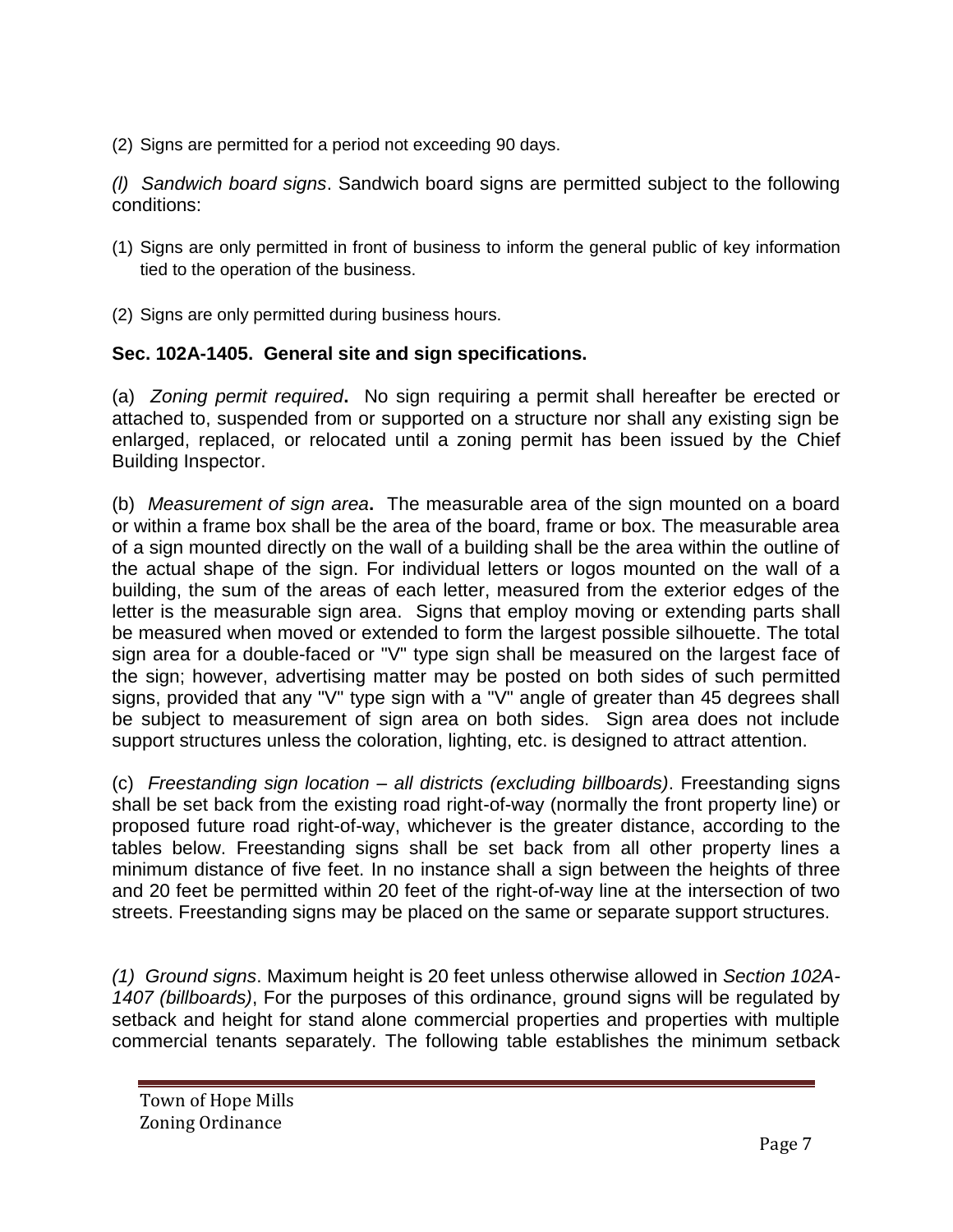(2) Signs are permitted for a period not exceeding 90 days.

*(l) Sandwich board signs*. Sandwich board signs are permitted subject to the following conditions:

(1) Signs are only permitted in front of business to inform the general public of key information tied to the operation of the business.

(2) Signs are only permitted during business hours.

## Sec. 102A-1405. General site and sign specifications.

(a) *Zoning permit required***.** No sign requiring a permit shall hereafter be erected or attached to, suspended from or supported on a structure nor shall any existing sign be enlarged, replaced, or relocated until a zoning permit has been issued by the Chief Building Inspector.

(b) *Measurement of sign area***.** The measurable area of the sign mounted on a board or within a frame box shall be the area of the board, frame or box. The measurable area of a sign mounted directly on the wall of a building shall be the area within the outline of the actual shape of the sign. For individual letters or logos mounted on the wall of a building, the sum of the areas of each letter, measured from the exterior edges of the letter is the measurable sign area. Signs that employ moving or extending parts shall be measured when moved or extended to form the largest possible silhouette. The total sign area for a double-faced or "V" type sign shall be measured on the largest face of the sign; however, advertising matter may be posted on both sides of such permitted signs, provided that any "V" type sign with a "V" angle of greater than 45 degrees shall be subject to measurement of sign area on both sides. Sign area does not include support structures unless the coloration, lighting, etc. is designed to attract attention.

(c) *Freestanding sign location – all districts (excluding billboards)*. Freestanding signs shall be set back from the existing road right-of-way (normally the front property line) or proposed future road right-of-way, whichever is the greater distance, according to the tables below. Freestanding signs shall be set back from all other property lines a minimum distance of five feet. In no instance shall a sign between the heights of three and 20 feet be permitted within 20 feet of the right-of-way line at the intersection of two streets. Freestanding signs may be placed on the same or separate support structures.

*(1) Ground signs*. Maximum height is 20 feet unless otherwise allowed in *Section 102A-1407 (billboards)*, For the purposes of this ordinance, ground signs will be regulated by setback and height for stand alone commercial properties and properties with multiple commercial tenants separately. The following table establishes the minimum setback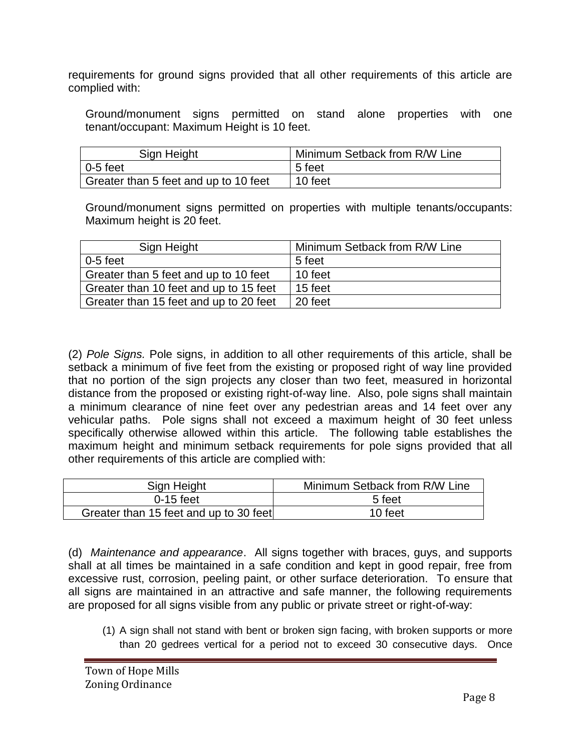requirements for ground signs provided that all other requirements of this article are complied with:

Ground/monument signs permitted on stand alone properties with one tenant/occupant: Maximum Height is 10 feet.

| Sign Height | Minimum Setback from R/W Line |
|---|---|
| 0-5 feet | 5 feet |
| Greater than 5 feet and up to 10 feet | 10 feet |

Ground/monument signs permitted on properties with multiple tenants/occupants: Maximum height is 20 feet.

| Sign Height | Minimum Setback from R/W Line |
|---|---|
| 0-5 feet | 5 feet |
| Greater than 5 feet and up to 10 feet | 10 feet |
| Greater than 10 feet and up to 15 feet | 15 feet |
| Greater than 15 feet and up to 20 feet | 20 feet |

(2) *Pole Signs.* Pole signs, in addition to all other requirements of this article, shall be setback a minimum of five feet from the existing or proposed right of way line provided that no portion of the sign projects any closer than two feet, measured in horizontal distance from the proposed or existing right-of-way line. Also, pole signs shall maintain a minimum clearance of nine feet over any pedestrian areas and 14 feet over any vehicular paths. Pole signs shall not exceed a maximum height of 30 feet unless specifically otherwise allowed within this article. The following table establishes the maximum height and minimum setback requirements for pole signs provided that all other requirements of this article are complied with:

| Sign Height | Minimum Setback from R/W Line |
|---|---|
| 0-15 feet | 5 feet |
| Greater than 15 feet and up to 30 feet | 10 feet |

(d) *Maintenance and appearance*. All signs together with braces, guys, and supports shall at all times be maintained in a safe condition and kept in good repair, free from excessive rust, corrosion, peeling paint, or other surface deterioration. To ensure that all signs are maintained in an attractive and safe manner, the following requirements are proposed for all signs visible from any public or private street or right-of-way:

(1) A sign shall not stand with bent or broken sign facing, with broken supports or more than 20 gedrees vertical for a period not to exceed 30 consecutive days. Once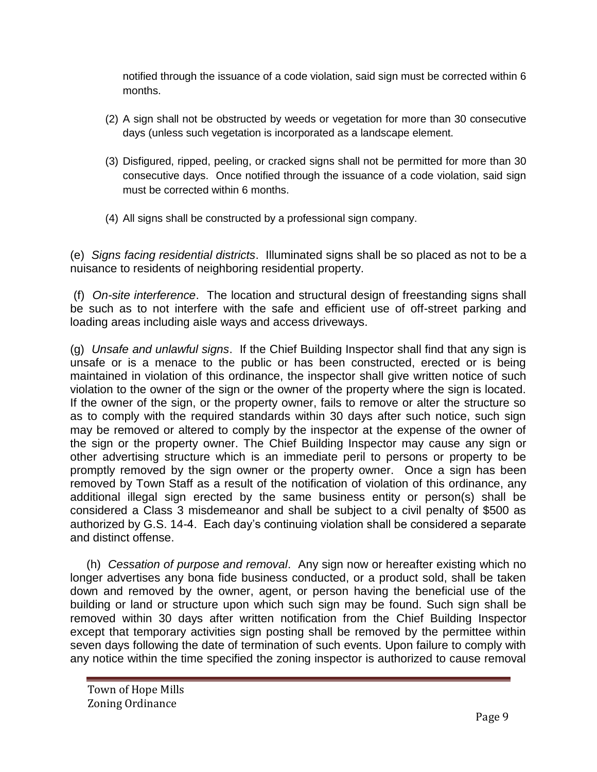notified through the issuance of a code violation, said sign must be corrected within 6 months.

(2) A sign shall not be obstructed by weeds or vegetation for more than 30 consecutive days (unless such vegetation is incorporated as a landscape element.

(3) Disfigured, ripped, peeling, or cracked signs shall not be permitted for more than 30 consecutive days. Once notified through the issuance of a code violation, said sign must be corrected within 6 months.

(4) All signs shall be constructed by a professional sign company.

(e) *Signs facing residential districts*. Illuminated signs shall be so placed as not to be a nuisance to residents of neighboring residential property.

(f) *On-site interference*. The location and structural design of freestanding signs shall be such as to not interfere with the safe and efficient use of off-street parking and loading areas including aisle ways and access driveways.

(g) *Unsafe and unlawful signs*. If the Chief Building Inspector shall find that any sign is unsafe or is a menace to the public or has been constructed, erected or is being maintained in violation of this ordinance, the inspector shall give written notice of such violation to the owner of the sign or the owner of the property where the sign is located. If the owner of the sign, or the property owner, fails to remove or alter the structure so as to comply with the required standards within 30 days after such notice, such sign may be removed or altered to comply by the inspector at the expense of the owner of the sign or the property owner. The Chief Building Inspector may cause any sign or other advertising structure which is an immediate peril to persons or property to be promptly removed by the sign owner or the property owner. Once a sign has been removed by Town Staff as a result of the notification of violation of this ordinance, any additional illegal sign erected by the same business entity or person(s) shall be considered a Class 3 misdemeanor and shall be subject to a civil penalty of $500 as authorized by G.S. 14-4. Each day's continuing violation shall be considered a separate and distinct offense.

(h) *Cessation of purpose and removal*. Any sign now or hereafter existing which no longer advertises any bona fide business conducted, or a product sold, shall be taken down and removed by the owner, agent, or person having the beneficial use of the building or land or structure upon which such sign may be found. Such sign shall be removed within 30 days after written notification from the Chief Building Inspector except that temporary activities sign posting shall be removed by the permittee within seven days following the date of termination of such events. Upon failure to comply with any notice within the time specified the zoning inspector is authorized to cause removal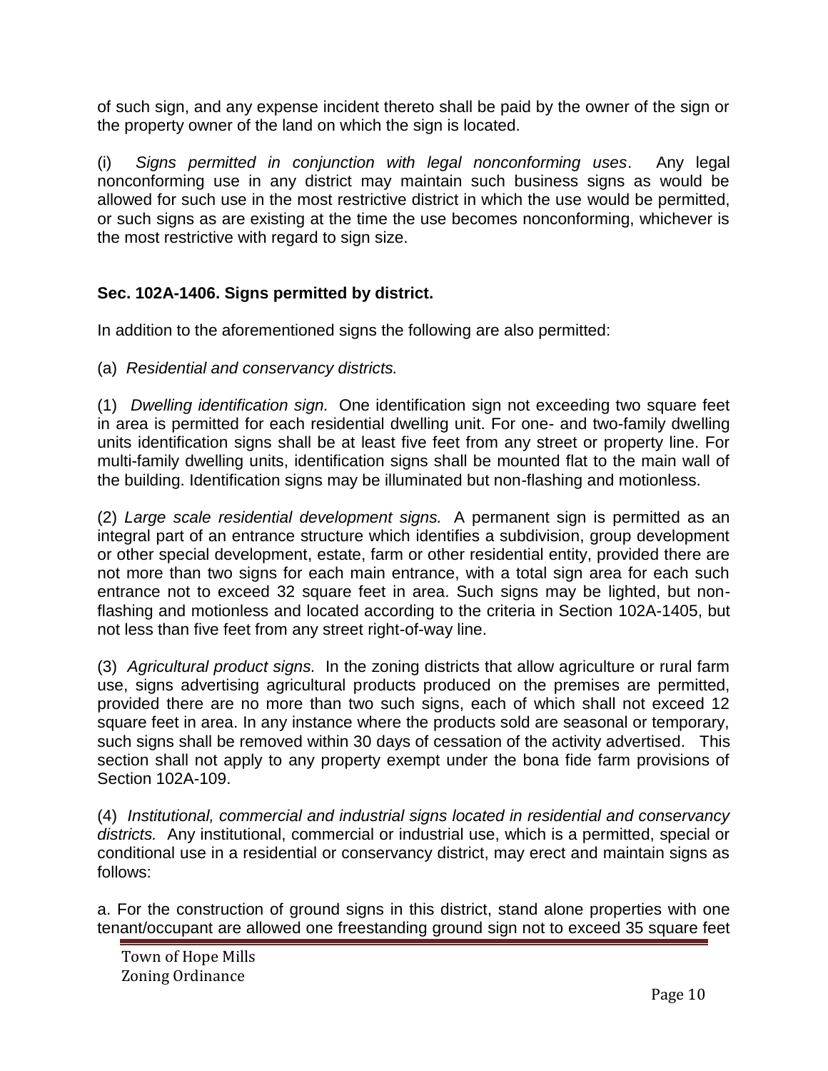of such sign, and any expense incident thereto shall be paid by the owner of the sign or the property owner of the land on which the sign is located.

(i) *Signs permitted in conjunction with legal nonconforming uses*. Any legal nonconforming use in any district may maintain such business signs as would be allowed for such use in the most restrictive district in which the use would be permitted, or such signs as are existing at the time the use becomes nonconforming, whichever is the most restrictive with regard to sign size.

**Sec. 102A-1406. Signs permitted by district.**

In addition to the aforementioned signs the following are also permitted:

(a) *Residential and conservancy districts.*

(1) *Dwelling identification sign.* One identification sign not exceeding two square feet in area is permitted for each residential dwelling unit. For one- and two-family dwelling units identification signs shall be at least five feet from any street or property line. For multi-family dwelling units, identification signs shall be mounted flat to the main wall of the building. Identification signs may be illuminated but non-flashing and motionless.

(2) *Large scale residential development signs.* A permanent sign is permitted as an integral part of an entrance structure which identifies a subdivision, group development or other special development, estate, farm or other residential entity, provided there are not more than two signs for each main entrance, with a total sign area for each such entrance not to exceed 32 square feet in area. Such signs may be lighted, but non-flashing and motionless and located according to the criteria in Section 102A-1405, but not less than five feet from any street right-of-way line.

(3) *Agricultural product signs.* In the zoning districts that allow agriculture or rural farm use, signs advertising agricultural products produced on the premises are permitted, provided there are no more than two such signs, each of which shall not exceed 12 square feet in area. In any instance where the products sold are seasonal or temporary, such signs shall be removed within 30 days of cessation of the activity advertised. This section shall not apply to any property exempt under the bona fide farm provisions of Section 102A-109.

(4) *Institutional, commercial and industrial signs located in residential and conservancy districts.* Any institutional, commercial or industrial use, which is a permitted, special or conditional use in a residential or conservancy district, may erect and maintain signs as follows:

a. For the construction of ground signs in this district, stand alone properties with one tenant/occupant are allowed one freestanding ground sign not to exceed 35 square feet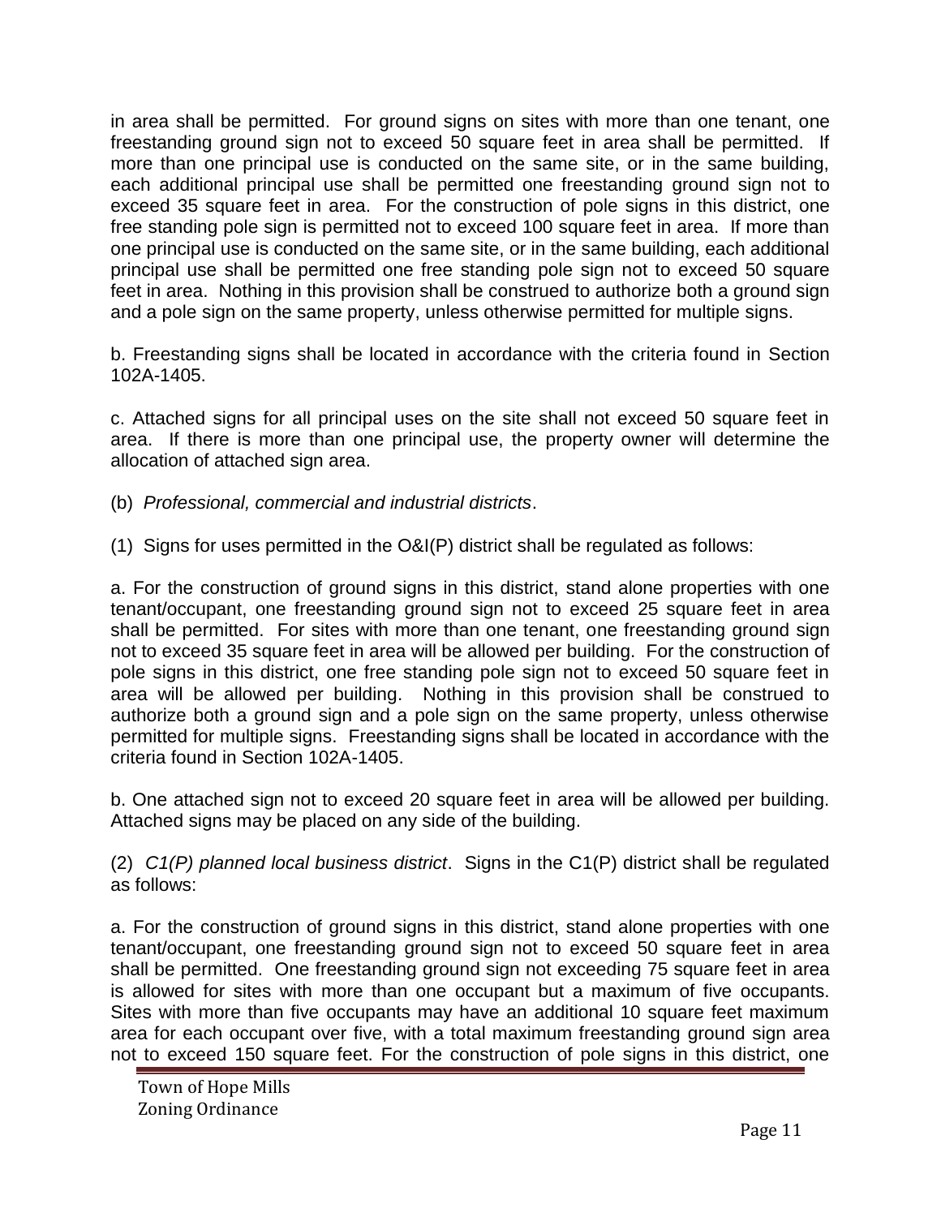in area shall be permitted. For ground signs on sites with more than one tenant, one freestanding ground sign not to exceed 50 square feet in area shall be permitted. If more than one principal use is conducted on the same site, or in the same building, each additional principal use shall be permitted one freestanding ground sign not to exceed 35 square feet in area. For the construction of pole signs in this district, one free standing pole sign is permitted not to exceed 100 square feet in area. If more than one principal use is conducted on the same site, or in the same building, each additional principal use shall be permitted one free standing pole sign not to exceed 50 square feet in area. Nothing in this provision shall be construed to authorize both a ground sign and a pole sign on the same property, unless otherwise permitted for multiple signs.

b. Freestanding signs shall be located in accordance with the criteria found in Section 102A-1405.

c. Attached signs for all principal uses on the site shall not exceed 50 square feet in area. If there is more than one principal use, the property owner will determine the allocation of attached sign area.

(b) *Professional, commercial and industrial districts*.

(1) Signs for uses permitted in the O&I(P) district shall be regulated as follows:

a. For the construction of ground signs in this district, stand alone properties with one tenant/occupant, one freestanding ground sign not to exceed 25 square feet in area shall be permitted. For sites with more than one tenant, one freestanding ground sign not to exceed 35 square feet in area will be allowed per building. For the construction of pole signs in this district, one free standing pole sign not to exceed 50 square feet in area will be allowed per building. Nothing in this provision shall be construed to authorize both a ground sign and a pole sign on the same property, unless otherwise permitted for multiple signs. Freestanding signs shall be located in accordance with the criteria found in Section 102A-1405.

b. One attached sign not to exceed 20 square feet in area will be allowed per building. Attached signs may be placed on any side of the building.

(2) *C1(P) planned local business district*. Signs in the C1(P) district shall be regulated as follows:

a. For the construction of ground signs in this district, stand alone properties with one tenant/occupant, one freestanding ground sign not to exceed 50 square feet in area shall be permitted. One freestanding ground sign not exceeding 75 square feet in area is allowed for sites with more than one occupant but a maximum of five occupants. Sites with more than five occupants may have an additional 10 square feet maximum area for each occupant over five, with a total maximum freestanding ground sign area not to exceed 150 square feet. For the construction of pole signs in this district, one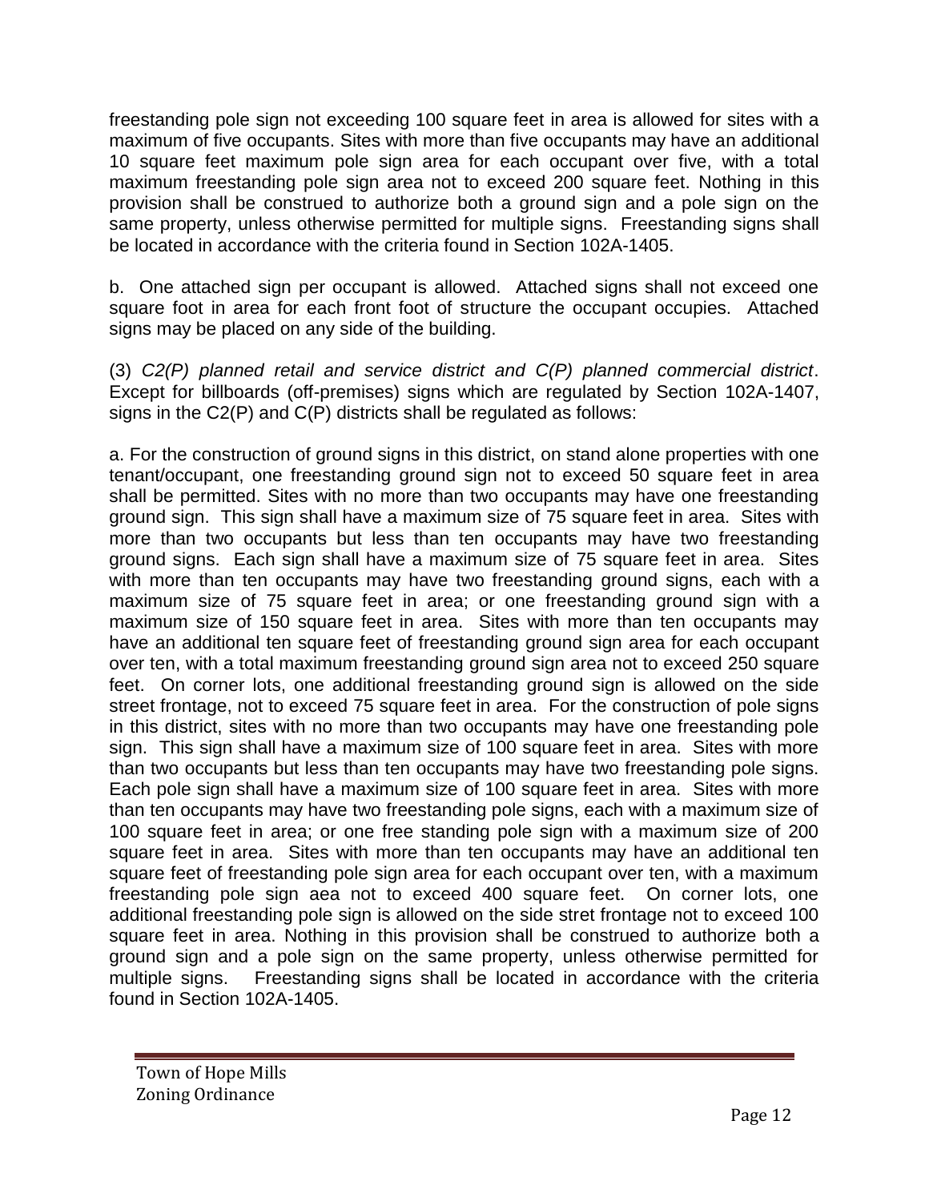freestanding pole sign not exceeding 100 square feet in area is allowed for sites with a maximum of five occupants. Sites with more than five occupants may have an additional 10 square feet maximum pole sign area for each occupant over five, with a total maximum freestanding pole sign area not to exceed 200 square feet. Nothing in this provision shall be construed to authorize both a ground sign and a pole sign on the same property, unless otherwise permitted for multiple signs. Freestanding signs shall be located in accordance with the criteria found in Section 102A-1405.

b. One attached sign per occupant is allowed. Attached signs shall not exceed one square foot in area for each front foot of structure the occupant occupies. Attached signs may be placed on any side of the building.

(3) *C2(P) planned retail and service district and C(P) planned commercial district*. Except for billboards (off-premises) signs which are regulated by Section 102A-1407, signs in the C2(P) and C(P) districts shall be regulated as follows:

a. For the construction of ground signs in this district, on stand alone properties with one tenant/occupant, one freestanding ground sign not to exceed 50 square feet in area shall be permitted. Sites with no more than two occupants may have one freestanding ground sign. This sign shall have a maximum size of 75 square feet in area. Sites with more than two occupants but less than ten occupants may have two freestanding ground signs. Each sign shall have a maximum size of 75 square feet in area. Sites with more than ten occupants may have two freestanding ground signs, each with a maximum size of 75 square feet in area; or one freestanding ground sign with a maximum size of 150 square feet in area. Sites with more than ten occupants may have an additional ten square feet of freestanding ground sign area for each occupant over ten, with a total maximum freestanding ground sign area not to exceed 250 square feet. On corner lots, one additional freestanding ground sign is allowed on the side street frontage, not to exceed 75 square feet in area. For the construction of pole signs in this district, sites with no more than two occupants may have one freestanding pole sign. This sign shall have a maximum size of 100 square feet in area. Sites with more than two occupants but less than ten occupants may have two freestanding pole signs. Each pole sign shall have a maximum size of 100 square feet in area. Sites with more than ten occupants may have two freestanding pole signs, each with a maximum size of 100 square feet in area; or one free standing pole sign with a maximum size of 200 square feet in area. Sites with more than ten occupants may have an additional ten square feet of freestanding pole sign area for each occupant over ten, with a maximum freestanding pole sign aea not to exceed 400 square feet. On corner lots, one additional freestanding pole sign is allowed on the side stret frontage not to exceed 100 square feet in area. Nothing in this provision shall be construed to authorize both a ground sign and a pole sign on the same property, unless otherwise permitted for multiple signs. Freestanding signs shall be located in accordance with the criteria found in Section 102A-1405.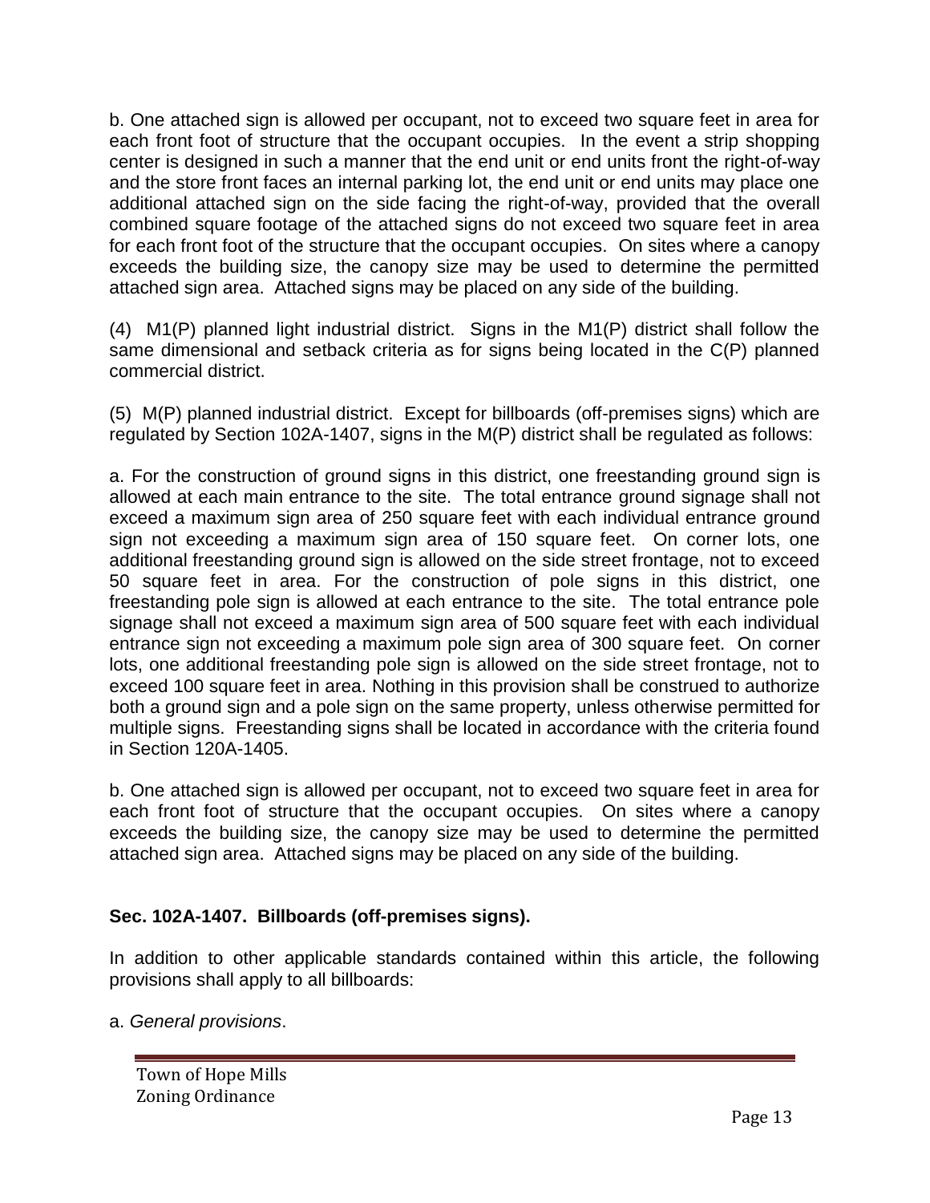b. One attached sign is allowed per occupant, not to exceed two square feet in area for each front foot of structure that the occupant occupies. In the event a strip shopping center is designed in such a manner that the end unit or end units front the right-of-way and the store front faces an internal parking lot, the end unit or end units may place one additional attached sign on the side facing the right-of-way, provided that the overall combined square footage of the attached signs do not exceed two square feet in area for each front foot of the structure that the occupant occupies. On sites where a canopy exceeds the building size, the canopy size may be used to determine the permitted attached sign area. Attached signs may be placed on any side of the building.

(4) M1(P) planned light industrial district. Signs in the M1(P) district shall follow the same dimensional and setback criteria as for signs being located in the C(P) planned commercial district.

(5) M(P) planned industrial district. Except for billboards (off-premises signs) which are regulated by Section 102A-1407, signs in the M(P) district shall be regulated as follows:

a. For the construction of ground signs in this district, one freestanding ground sign is allowed at each main entrance to the site. The total entrance ground signage shall not exceed a maximum sign area of 250 square feet with each individual entrance ground sign not exceeding a maximum sign area of 150 square feet. On corner lots, one additional freestanding ground sign is allowed on the side street frontage, not to exceed 50 square feet in area. For the construction of pole signs in this district, one freestanding pole sign is allowed at each entrance to the site. The total entrance pole signage shall not exceed a maximum sign area of 500 square feet with each individual entrance sign not exceeding a maximum pole sign area of 300 square feet. On corner lots, one additional freestanding pole sign is allowed on the side street frontage, not to exceed 100 square feet in area. Nothing in this provision shall be construed to authorize both a ground sign and a pole sign on the same property, unless otherwise permitted for multiple signs. Freestanding signs shall be located in accordance with the criteria found in Section 120A-1405.

b. One attached sign is allowed per occupant, not to exceed two square feet in area for each front foot of structure that the occupant occupies. On sites where a canopy exceeds the building size, the canopy size may be used to determine the permitted attached sign area. Attached signs may be placed on any side of the building.

**Sec. 102A-1407. Billboards (off-premises signs).**

In addition to other applicable standards contained within this article, the following provisions shall apply to all billboards:

a. *General provisions*.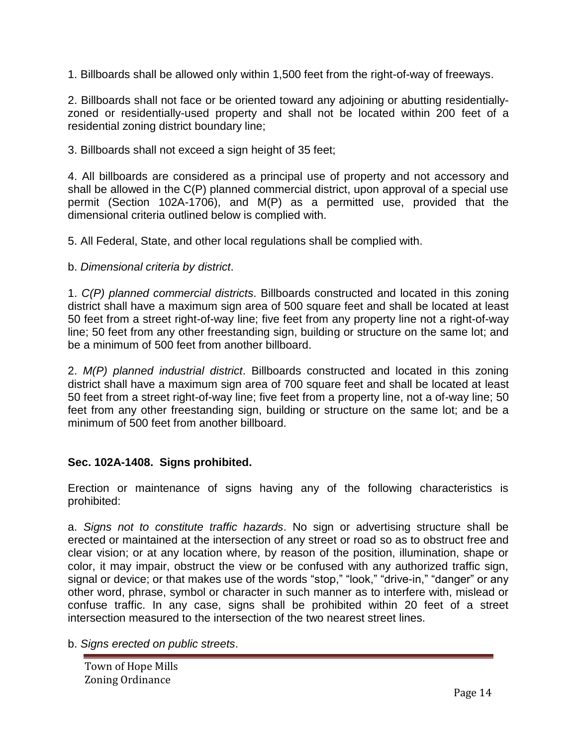1. Billboards shall be allowed only within 1,500 feet from the right-of-way of freeways.

2. Billboards shall not face or be oriented toward any adjoining or abutting residentially-zoned or residentially-used property and shall not be located within 200 feet of a residential zoning district boundary line;

3. Billboards shall not exceed a sign height of 35 feet;

4. All billboards are considered as a principal use of property and not accessory and shall be allowed in the C(P) planned commercial district, upon approval of a special use permit (Section 102A-1706), and M(P) as a permitted use, provided that the dimensional criteria outlined below is complied with.

5. All Federal, State, and other local regulations shall be complied with.

b. *Dimensional criteria by district*.

1. *C(P) planned commercial districts*. Billboards constructed and located in this zoning district shall have a maximum sign area of 500 square feet and shall be located at least 50 feet from a street right-of-way line; five feet from any property line not a right-of-way line; 50 feet from any other freestanding sign, building or structure on the same lot; and be a minimum of 500 feet from another billboard.

2. *M(P) planned industrial district*. Billboards constructed and located in this zoning district shall have a maximum sign area of 700 square feet and shall be located at least 50 feet from a street right-of-way line; five feet from a property line, not a of-way line; 50 feet from any other freestanding sign, building or structure on the same lot; and be a minimum of 500 feet from another billboard.

### Sec. 102A-1408. Signs prohibited.

Erection or maintenance of signs having any of the following characteristics is prohibited:

a. *Signs not to constitute traffic hazards*. No sign or advertising structure shall be erected or maintained at the intersection of any street or road so as to obstruct free and clear vision; or at any location where, by reason of the position, illumination, shape or color, it may impair, obstruct the view or be confused with any authorized traffic sign, signal or device; or that makes use of the words "stop," "look," "drive-in," "danger" or any other word, phrase, symbol or character in such manner as to interfere with, mislead or confuse traffic. In any case, signs shall be prohibited within 20 feet of a street intersection measured to the intersection of the two nearest street lines.

b. *Signs erected on public streets*.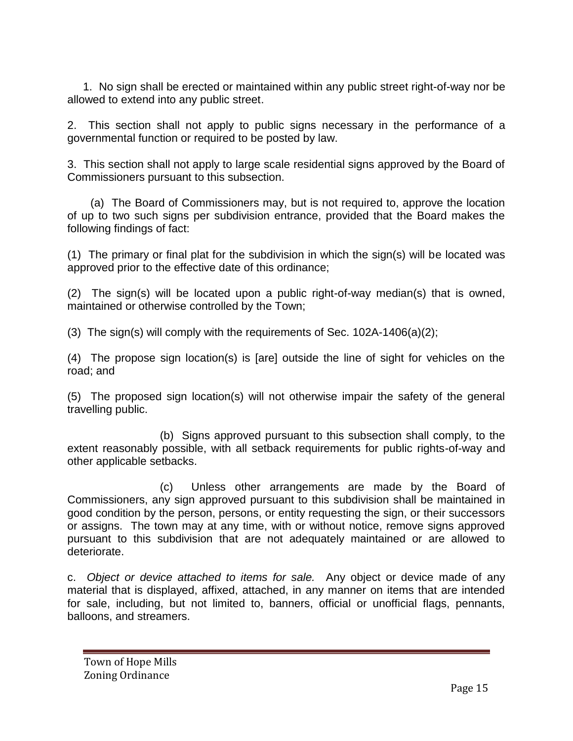1. No sign shall be erected or maintained within any public street right-of-way nor be allowed to extend into any public street.

2. This section shall not apply to public signs necessary in the performance of a governmental function or required to be posted by law.

3. This section shall not apply to large scale residential signs approved by the Board of Commissioners pursuant to this subsection.

(a) The Board of Commissioners may, but is not required to, approve the location of up to two such signs per subdivision entrance, provided that the Board makes the following findings of fact:

(1) The primary or final plat for the subdivision in which the sign(s) will be located was approved prior to the effective date of this ordinance;

(2) The sign(s) will be located upon a public right-of-way median(s) that is owned, maintained or otherwise controlled by the Town;

(3) The sign(s) will comply with the requirements of Sec. 102A-1406(a)(2);

(4) The propose sign location(s) is [are] outside the line of sight for vehicles on the road; and

(5) The proposed sign location(s) will not otherwise impair the safety of the general travelling public.

(b) Signs approved pursuant to this subsection shall comply, to the extent reasonably possible, with all setback requirements for public rights-of-way and other applicable setbacks.

(c) Unless other arrangements are made by the Board of Commissioners, any sign approved pursuant to this subdivision shall be maintained in good condition by the person, persons, or entity requesting the sign, or their successors or assigns. The town may at any time, with or without notice, remove signs approved pursuant to this subdivision that are not adequately maintained or are allowed to deteriorate.

c. *Object or device attached to items for sale.* Any object or device made of any material that is displayed, affixed, attached, in any manner on items that are intended for sale, including, but not limited to, banners, official or unofficial flags, pennants, balloons, and streamers.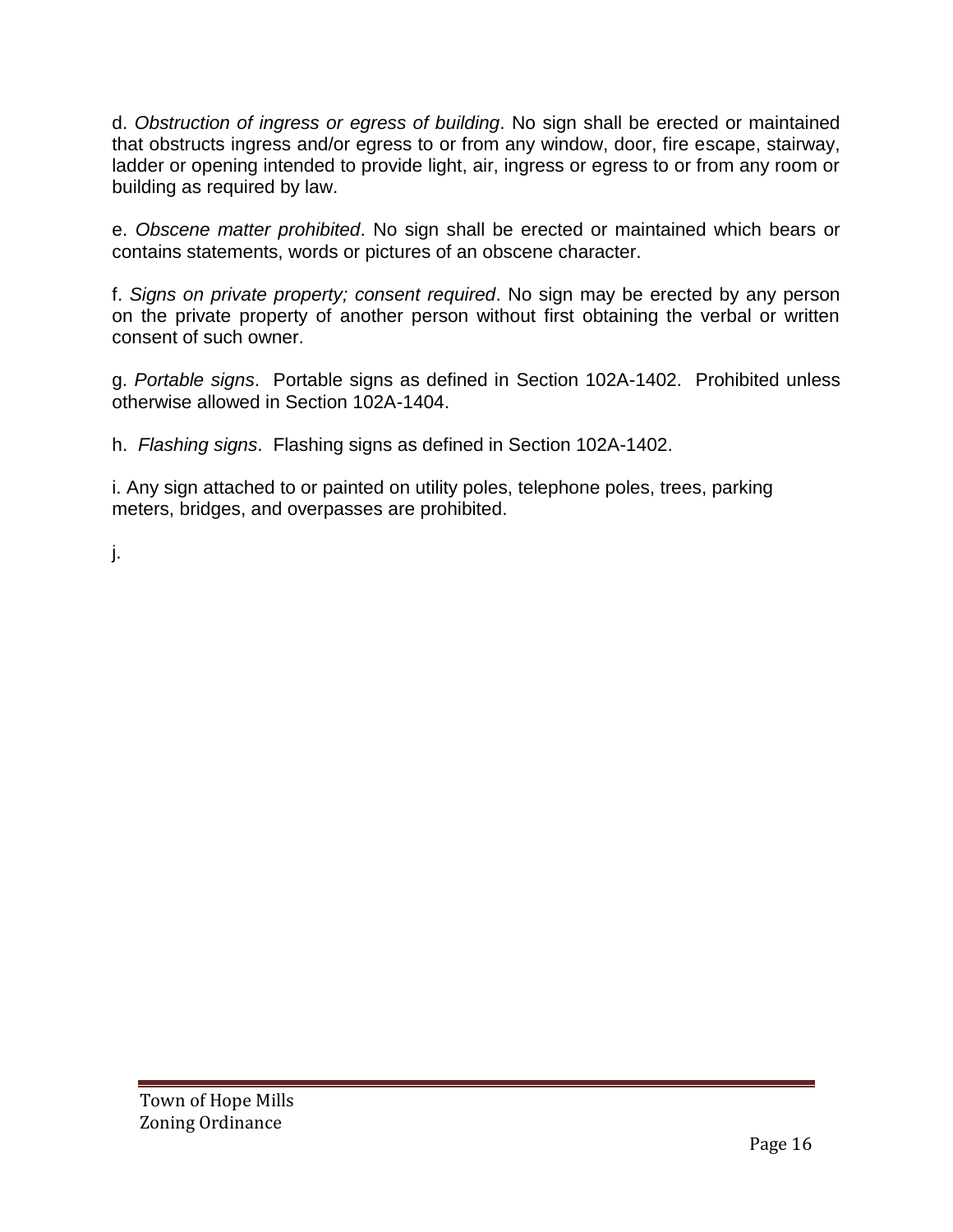d. *Obstruction of ingress or egress of building*. No sign shall be erected or maintained that obstructs ingress and/or egress to or from any window, door, fire escape, stairway, ladder or opening intended to provide light, air, ingress or egress to or from any room or building as required by law.

e. *Obscene matter prohibited*. No sign shall be erected or maintained which bears or contains statements, words or pictures of an obscene character.

f. *Signs on private property; consent required*. No sign may be erected by any person on the private property of another person without first obtaining the verbal or written consent of such owner.

g. *Portable signs*. Portable signs as defined in Section 102A-1402. Prohibited unless otherwise allowed in Section 102A-1404.

h. *Flashing signs*. Flashing signs as defined in Section 102A-1402.

i. Any sign attached to or painted on utility poles, telephone poles, trees, parking meters, bridges, and overpasses are prohibited.

j.